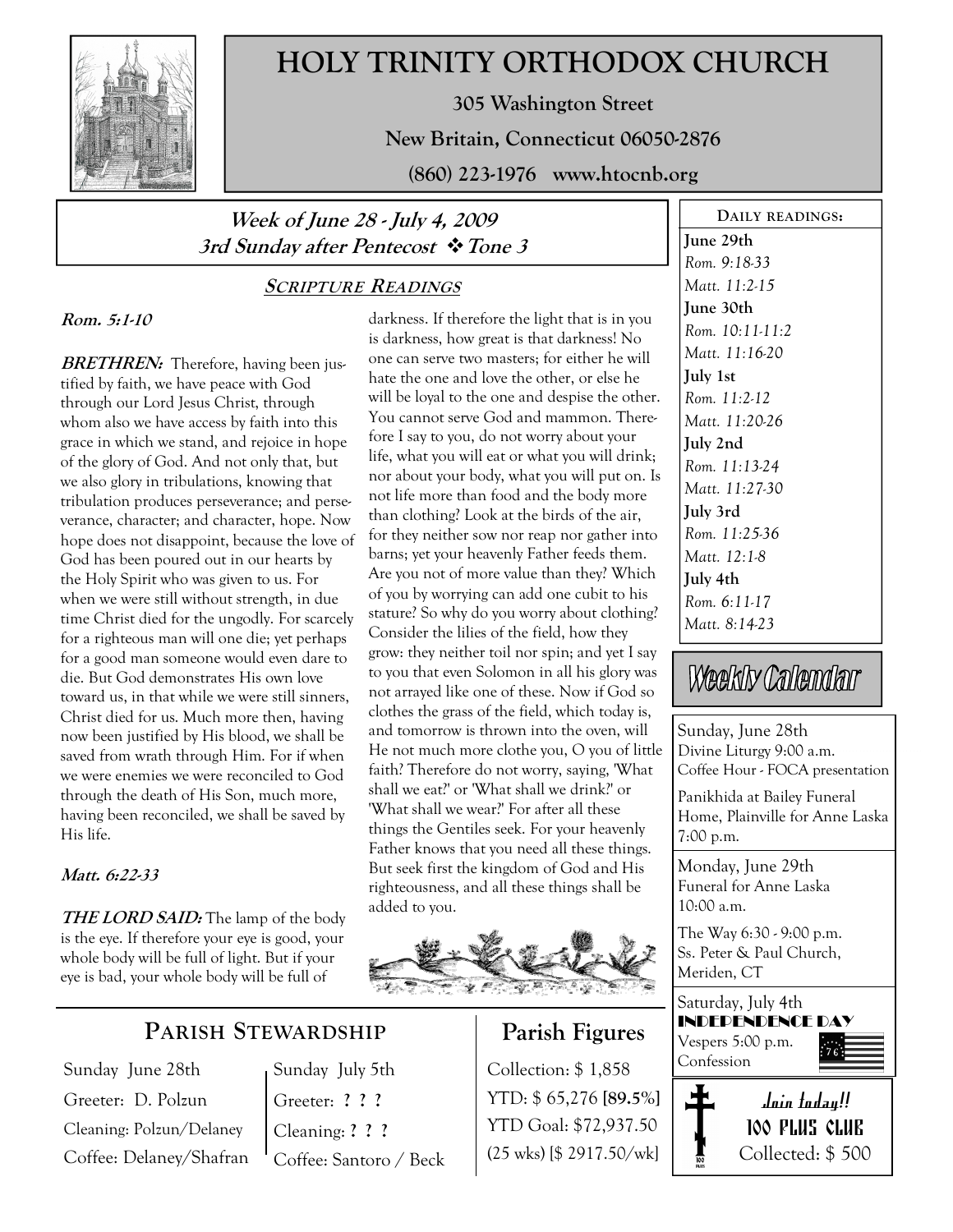# HOLY TRINITY ORTHODOX CHURCH

**305 Washington Street**

**New Britain, Connecticut 06050-2876**

**(860) 223-1976 www.htocnb.org**

## *Week of June 28 - July 4, 2009*
## *3rd Sunday after Pentecost ❖ Tone 3*

### SCRIPTURE READINGS

***Rom. 5:1-10***

***BRETHREN:*** Therefore, having been justified by faith, we have peace with God through our Lord Jesus Christ, through whom also we have access by faith into this grace in which we stand, and rejoice in hope of the glory of God. And not only that, but we also glory in tribulations, knowing that tribulation produces perseverance; and perseverance, character; and character, hope. Now hope does not disappoint, because the love of God has been poured out in our hearts by the Holy Spirit who was given to us. For when we were still without strength, in due time Christ died for the ungodly. For scarcely for a righteous man will one die; yet perhaps for a good man someone would even dare to die. But God demonstrates His own love toward us, in that while we were still sinners, Christ died for us. Much more then, having now been justified by His blood, we shall be saved from wrath through Him. For if when we were enemies we were reconciled to God through the death of His Son, much more, having been reconciled, we shall be saved by His life.

***Matt. 6:22-33***

***THE LORD SAID:*** The lamp of the body is the eye. If therefore your eye is good, your whole body will be full of light. But if your eye is bad, your whole body will be full of darkness. If therefore the light that is in you is darkness, how great is that darkness! No one can serve two masters; for either he will hate the one and love the other, or else he will be loyal to the one and despise the other. You cannot serve God and mammon. Therefore I say to you, do not worry about your life, what you will eat or what you will drink; nor about your body, what you will put on. Is not life more than food and the body more than clothing? Look at the birds of the air, for they neither sow nor reap nor gather into barns; yet your heavenly Father feeds them. Are you not of more value than they? Which of you by worrying can add one cubit to his stature? So why do you worry about clothing? Consider the lilies of the field, how they grow: they neither toil nor spin; and yet I say to you that even Solomon in all his glory was not arrayed like one of these. Now if God so clothes the grass of the field, which today is, and tomorrow is thrown into the oven, will He not much more clothe you, O you of little faith? Therefore do not worry, saying, 'What shall we eat?' or 'What shall we drink?' or 'What shall we wear?' For after all these things the Gentiles seek. For your heavenly Father knows that you need all these things. But seek first the kingdom of God and His righteousness, and all these things shall be added to you.

### DAILY READINGS:

**June 29th**
*Rom. 9:18-33*
*Matt. 11:2-15*

**June 30th**
*Rom. 10:11-11:2*
*Matt. 11:16-20*

**July 1st**
*Rom. 11:2-12*
*Matt. 11:20-26*

**July 2nd**
*Rom. 11:13-24*
*Matt. 11:27-30*

**July 3rd**
*Rom. 11:25-36*
*Matt. 12:1-8*

**July 4th**
*Rom. 6:11-17*
*Matt. 8:14-23*

### Weekly Calendar

**Sunday, June 28th**
Divine Liturgy 9:00 a.m.
Coffee Hour - FOCA presentation

Panikhida at Bailey Funeral Home, Plainville for Anne Laska 7:00 p.m.

**Monday, June 29th**
Funeral for Anne Laska 10:00 a.m.

The Way 6:30 - 9:00 p.m.
Ss. Peter & Paul Church, Meriden, CT

**Saturday, July 4th**
**INDEPENDENCE DAY**
Vespers 5:00 p.m.
Confession

### PARISH STEWARDSHIP

| Sunday June 28th | Sunday July 5th |
|---|---|
| Greeter: D. Polzun | Greeter: **? ? ?** |
| Cleaning: Polzun/Delaney | Cleaning: **? ? ?** |
| Coffee: Delaney/Shafran | Coffee: Santoro / Beck |

### Parish Figures

Collection: $ 1,858
YTD: $ 65,276 **[89.5%]**
YTD Goal: $72,937.50
(25 wks) [$ 2917.50/wk]

### Join today!!
**100 PLUS CLUB**
Collected: $ 500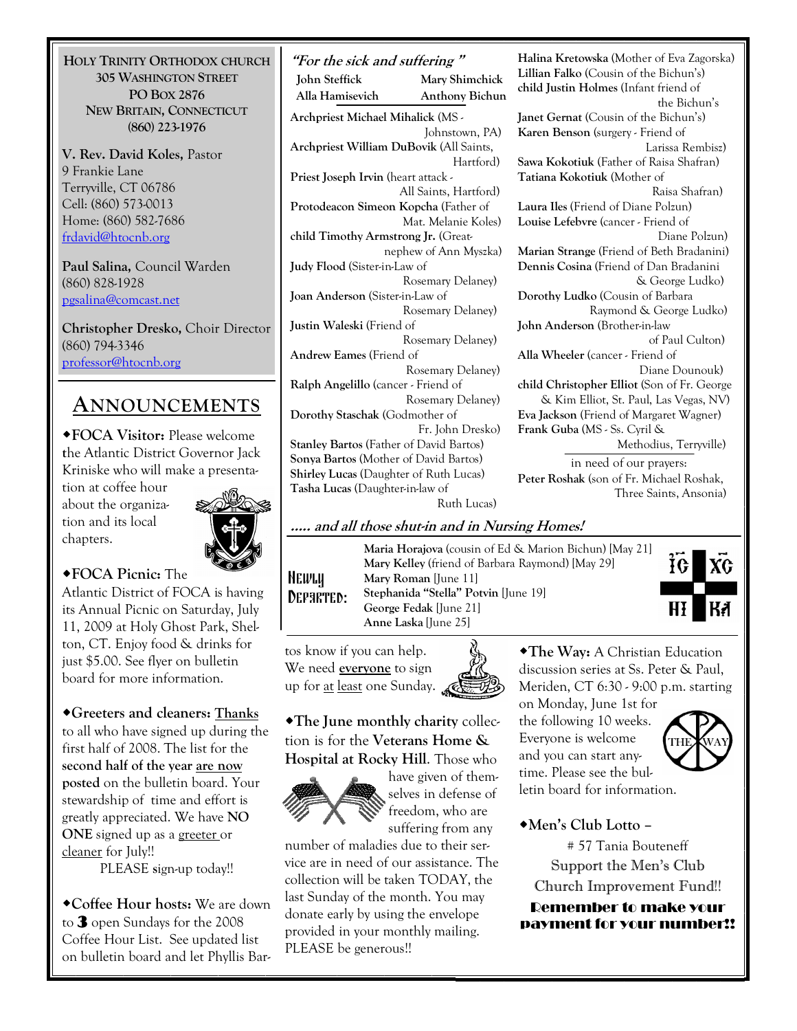**HOLY TRINITY ORTHODOX CHURCH**
**305 WASHINGTON STREET**
**PO BOX 2876**
**NEW BRITAIN, CONNECTICUT**
**(860) 223-1976**

**V. Rev. David Koles,** Pastor
9 Frankie Lane
Terryville, CT 06786
Cell: (860) 573-0013
Home: (860) 582-7686
frdavid@htocnb.org

**Paul Salina,** Council Warden
(860) 828-1928
pgsalina@comcast.net

**Christopher Dresko,** Choir Director
(860) 794-3346
professor@htocnb.org

# ANNOUNCEMENTS

◆**FOCA Visitor:** Please welcome the Atlantic District Governor Jack Kriniske who will make a presentation at coffee hour about the organization and its local chapters.

◆**FOCA Picnic:** The Atlantic District of FOCA is having its Annual Picnic on Saturday, July 11, 2009 at Holy Ghost Park, Shelton, CT. Enjoy food & drinks for just $5.00. See flyer on bulletin board for more information.

◆**Greeters and cleaners:** Thanks to all who have signed up during the first half of 2008. The list for the **second half of the year are now posted** on the bulletin board. Your stewardship of time and effort is greatly appreciated. We have **NO ONE** signed up as a greeter or cleaner for July!!
PLEASE sign-up today!!

◆**Coffee Hour hosts:** We are down to **3** open Sundays for the 2008 Coffee Hour List. See updated list on bulletin board and let Phyllis Bartos know if you can help. We need **everyone** to sign up for at least one Sunday.

◆**The June monthly charity** collection is for the **Veterans Home & Hospital at Rocky Hill**. Those who have given of themselves in defense of freedom, who are suffering from any number of maladies due to their service are in need of our assistance. The collection will be taken TODAY, the last Sunday of the month. You may donate early by using the envelope provided in your monthly mailing. PLEASE be generous!!

### *"For the sick and suffering"*

| | |
|---|---|
| John Steffick | Mary Shimchick |
| Alla Hamisevich | Anthony Bichun |

**Archpriest Michael Mihalick** (MS - Johnstown, PA)
**Archpriest William DuBovik** (All Saints, Hartford)
**Priest Joseph Irvin** (heart attack - All Saints, Hartford)
**Protodeacon Simeon Kopcha** (Father of Mat. Melanie Koles)
**child Timothy Armstrong Jr.** (Great-nephew of Ann Myszka)
**Judy Flood** (Sister-in-Law of Rosemary Delaney)
**Joan Anderson** (Sister-in-Law of Rosemary Delaney)
**Justin Waleski** (Friend of Rosemary Delaney)
**Andrew Eames** (Friend of Rosemary Delaney)
**Ralph Angelillo** (cancer - Friend of Rosemary Delaney)
**Dorothy Staschak** (Godmother of Fr. John Dresko)
**Stanley Bartos** (Father of David Bartos)
**Sonya Bartos** (Mother of David Bartos)
**Shirley Lucas** (Daughter of Ruth Lucas)
**Tasha Lucas** (Daughter-in-law of Ruth Lucas)
**Halina Kretowska** (Mother of Eva Zagorska)
**Lillian Falko** (Cousin of the Bichun's)
**child Justin Holmes** (Infant friend of the Bichun's
**Janet Gernat** (Cousin of the Bichun's)
**Karen Benson** (surgery - Friend of Larissa Rembisz)
**Sawa Kokotiuk** (Father of Raisa Shafran)
**Tatiana Kokotiuk** (Mother of Raisa Shafran)
**Laura Iles** (Friend of Diane Polzun)
**Louise Lefebvre** (cancer - Friend of Diane Polzun)
**Marian Strange** (Friend of Beth Bradanini)
**Dennis Cosina** (Friend of Dan Bradanini & George Ludko)
**Dorothy Ludko** (Cousin of Barbara Raymond & George Ludko)
**John Anderson** (Brother-in-law of Paul Culton)
**Alla Wheeler** (cancer - Friend of Diane Dounouk)
**child Christopher Elliot** (Son of Fr. George & Kim Elliot, St. Paul, Las Vegas, NV)
**Eva Jackson** (Friend of Margaret Wagner)
**Frank Guba** (MS - Ss. Cyril & Methodius, Terryville)

in need of our prayers:
**Peter Roshak** (son of Fr. Michael Roshak, Three Saints, Ansonia)

*..... and all those shut-in and in Nursing Homes!*

**Newly Departed:**
**Maria Horajova** (cousin of Ed & Marion Bichun) [May 21]
**Mary Kelley** (friend of Barbara Raymond) [May 29]
**Mary Roman** [June 11]
**Stephanida "Stella" Potvin** [June 19]
**George Fedak** [June 21]
**Anne Laska** [June 25]

ІС ХС
НІ КА

◆**The Way:** A Christian Education discussion series at Ss. Peter & Paul, Meriden, CT 6:30 - 9:00 p.m. starting on Monday, June 1st for the following 10 weeks. Everyone is welcome and you can start anytime. Please see the bulletin board for information.

◆**Men's Club Lotto –**
# 57 Tania Bouteneff
Support the Men's Club
Church Improvement Fund!!
**Remember to make your payment for your number!!**